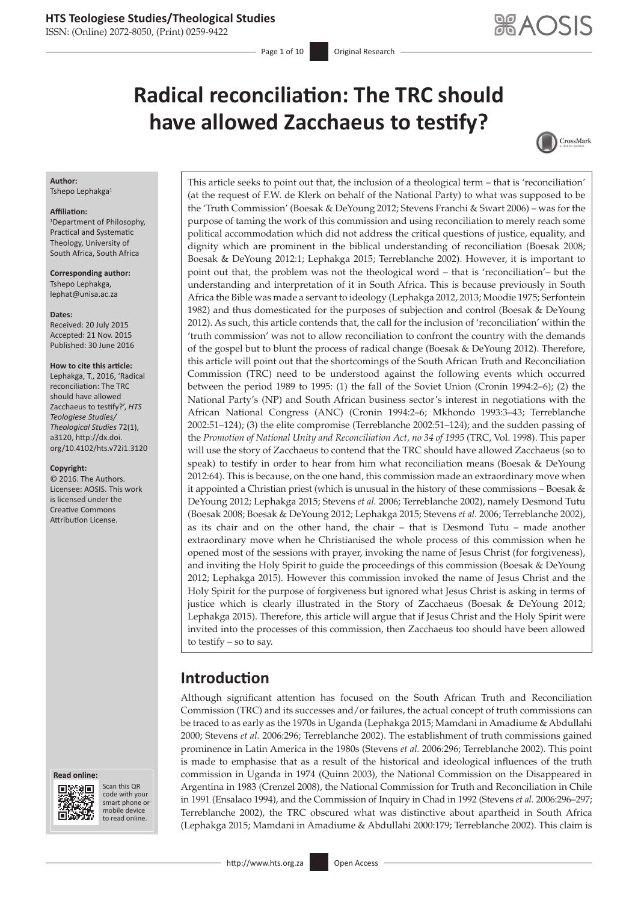# Radical reconciliation: The TRC should have allowed Zacchaeus to testify?

**Author:**
Tshepo Lephakga[1]

**Affiliation:**
[1]Department of Philosophy, Practical and Systematic Theology, University of South Africa, South Africa

**Corresponding author:**
Tshepo Lephakga,
lephat@unisa.ac.za

**Dates:**
Received: 20 July 2015
Accepted: 21 Nov. 2015
Published: 30 June 2016

**How to cite this article:**
Lephakga, T., 2016, 'Radical reconciliation: The TRC should have allowed Zacchaeus to testify?', *HTS Teologiese Studies/ Theological Studies* 72(1), a3120, http://dx.doi.org/10.4102/hts.v72i1.3120

**Copyright:**
© 2016. The Authors. Licensee: AOSIS. This work is licensed under the Creative Commons Attribution License.

This article seeks to point out that, the inclusion of a theological term – that is 'reconciliation' (at the request of F.W. de Klerk on behalf of the National Party) to what was supposed to be the 'Truth Commission' (Boesak & DeYoung 2012; Stevens Franchi & Swart 2006) – was for the purpose of taming the work of this commission and using reconciliation to merely reach some political accommodation which did not address the critical questions of justice, equality, and dignity which are prominent in the biblical understanding of reconciliation (Boesak 2008; Boesak & DeYoung 2012:1; Lephakga 2015; Terreblanche 2002). However, it is important to point out that, the problem was not the theological word – that is 'reconciliation'– but the understanding and interpretation of it in South Africa. This is because previously in South Africa the Bible was made a servant to ideology (Lephakga 2012, 2013; Moodie 1975; Serfontein 1982) and thus domesticated for the purposes of subjection and control (Boesak & DeYoung 2012). As such, this article contends that, the call for the inclusion of 'reconciliation' within the 'truth commission' was not to allow reconciliation to confront the country with the demands of the gospel but to blunt the process of radical change (Boesak & DeYoung 2012). Therefore, this article will point out that the shortcomings of the South African Truth and Reconciliation Commission (TRC) need to be understood against the following events which occurred between the period 1989 to 1995: (1) the fall of the Soviet Union (Cronin 1994:2–6); (2) the National Party's (NP) and South African business sector's interest in negotiations with the African National Congress (ANC) (Cronin 1994:2–6; Mkhondo 1993:3–43; Terreblanche 2002:51–124); (3) the elite compromise (Terreblanche 2002:51–124); and the sudden passing of the *Promotion of National Unity and Reconciliation Act, no 34 of 1995* (TRC, Vol. 1998). This paper will use the story of Zacchaeus to contend that the TRC should have allowed Zacchaeus (so to speak) to testify in order to hear from him what reconciliation means (Boesak & DeYoung 2012:64). This is because, on the one hand, this commission made an extraordinary move when it appointed a Christian priest (which is unusual in the history of these commissions – Boesak & DeYoung 2012; Lephakga 2015; Stevens *et al.* 2006; Terreblanche 2002), namely Desmond Tutu (Boesak 2008; Boesak & DeYoung 2012; Lephakga 2015; Stevens *et al.* 2006; Terreblanche 2002), as its chair and on the other hand, the chair – that is Desmond Tutu – made another extraordinary move when he Christianised the whole process of this commission when he opened most of the sessions with prayer, invoking the name of Jesus Christ (for forgiveness), and inviting the Holy Spirit to guide the proceedings of this commission (Boesak & DeYoung 2012; Lephakga 2015). However this commission invoked the name of Jesus Christ and the Holy Spirit for the purpose of forgiveness but ignored what Jesus Christ is asking in terms of justice which is clearly illustrated in the Story of Zacchaeus (Boesak & DeYoung 2012; Lephakga 2015). Therefore, this article will argue that if Jesus Christ and the Holy Spirit were invited into the processes of this commission, then Zacchaeus too should have been allowed to testify – so to say.

## Introduction

Although significant attention has focused on the South African Truth and Reconciliation Commission (TRC) and its successes and/or failures, the actual concept of truth commissions can be traced to as early as the 1970s in Uganda (Lephakga 2015; Mamdani in Amadiume & Abdullahi 2000; Stevens *et al.* 2006:296; Terreblanche 2002). The establishment of truth commissions gained prominence in Latin America in the 1980s (Stevens *et al.* 2006:296; Terreblanche 2002). This point is made to emphasise that as a result of the historical and ideological influences of the truth commission in Uganda in 1974 (Quinn 2003), the National Commission on the Disappeared in Argentina in 1983 (Crenzel 2008), the National Commission for Truth and Reconciliation in Chile in 1991 (Ensalaco 1994), and the Commission of Inquiry in Chad in 1992 (Stevens *et al.* 2006:296–297; Terreblanche 2002), the TRC obscured what was distinctive about apartheid in South Africa (Lephakga 2015; Mamdani in Amadiume & Abdullahi 2000:179; Terreblanche 2002). This claim is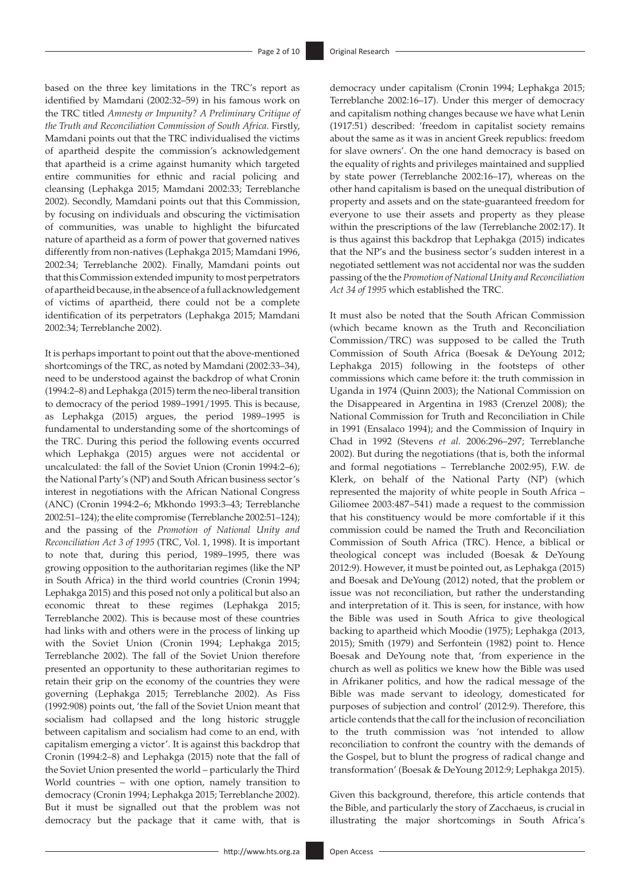based on the three key limitations in the TRC's report as identified by Mamdani (2002:32–59) in his famous work on the TRC titled *Amnesty or Impunity? A Preliminary Critique of the Truth and Reconciliation Commission of South Africa*. Firstly, Mamdani points out that the TRC individualised the victims of apartheid despite the commission's acknowledgement that apartheid is a crime against humanity which targeted entire communities for ethnic and racial policing and cleansing (Lephakga 2015; Mamdani 2002:33; Terreblanche 2002). Secondly, Mamdani points out that this Commission, by focusing on individuals and obscuring the victimisation of communities, was unable to highlight the bifurcated nature of apartheid as a form of power that governed natives differently from non-natives (Lephakga 2015; Mamdani 1996, 2002:34; Terreblanche 2002). Finally, Mamdani points out that this Commission extended impunity to most perpetrators of apartheid because, in the absence of a full acknowledgement of victims of apartheid, there could not be a complete identification of its perpetrators (Lephakga 2015; Mamdani 2002:34; Terreblanche 2002).

It is perhaps important to point out that the above-mentioned shortcomings of the TRC, as noted by Mamdani (2002:33–34), need to be understood against the backdrop of what Cronin (1994:2–8) and Lephakga (2015) term the neo-liberal transition to democracy of the period 1989–1991/1995. This is because, as Lephakga (2015) argues, the period 1989–1995 is fundamental to understanding some of the shortcomings of the TRC. During this period the following events occurred which Lephakga (2015) argues were not accidental or uncalculated: the fall of the Soviet Union (Cronin 1994:2–6); the National Party's (NP) and South African business sector's interest in negotiations with the African National Congress (ANC) (Cronin 1994:2–6; Mkhondo 1993:3–43; Terreblanche 2002:51–124); the elite compromise (Terreblanche 2002:51–124); and the passing of the *Promotion of National Unity and Reconciliation Act 3 of 1995* (TRC, Vol. 1, 1998). It is important to note that, during this period, 1989–1995, there was growing opposition to the authoritarian regimes (like the NP in South Africa) in the third world countries (Cronin 1994; Lephakga 2015) and this posed not only a political but also an economic threat to these regimes (Lephakga 2015; Terreblanche 2002). This is because most of these countries had links with and others were in the process of linking up with the Soviet Union (Cronin 1994; Lephakga 2015; Terreblanche 2002). The fall of the Soviet Union therefore presented an opportunity to these authoritarian regimes to retain their grip on the economy of the countries they were governing (Lephakga 2015; Terreblanche 2002). As Fiss (1992:908) points out, 'the fall of the Soviet Union meant that socialism had collapsed and the long historic struggle between capitalism and socialism had come to an end, with capitalism emerging a victor'. It is against this backdrop that Cronin (1994:2–8) and Lephakga (2015) note that the fall of the Soviet Union presented the world – particularly the Third World countries – with one option, namely transition to democracy (Cronin 1994; Lephakga 2015; Terreblanche 2002). But it must be signalled out that the problem was not democracy but the package that it came with, that is democracy under capitalism (Cronin 1994; Lephakga 2015; Terreblanche 2002:16–17). Under this merger of democracy and capitalism nothing changes because we have what Lenin (1917:51) described: 'freedom in capitalist society remains about the same as it was in ancient Greek republics: freedom for slave owners'. On the one hand democracy is based on the equality of rights and privileges maintained and supplied by state power (Terreblanche 2002:16–17), whereas on the other hand capitalism is based on the unequal distribution of property and assets and on the state-guaranteed freedom for everyone to use their assets and property as they please within the prescriptions of the law (Terreblanche 2002:17). It is thus against this backdrop that Lephakga (2015) indicates that the NP's and the business sector's sudden interest in a negotiated settlement was not accidental nor was the sudden passing of the the *Promotion of National Unity and Reconciliation Act 34 of 1995* which established the TRC.

It must also be noted that the South African Commission (which became known as the Truth and Reconciliation Commission/TRC) was supposed to be called the Truth Commission of South Africa (Boesak & DeYoung 2012; Lephakga 2015) following in the footsteps of other commissions which came before it: the truth commission in Uganda in 1974 (Quinn 2003); the National Commission on the Disappeared in Argentina in 1983 (Crenzel 2008); the National Commission for Truth and Reconciliation in Chile in 1991 (Ensalaco 1994); and the Commission of Inquiry in Chad in 1992 (Stevens *et al.* 2006:296–297; Terreblanche 2002). But during the negotiations (that is, both the informal and formal negotiations – Terreblanche 2002:95), F.W. de Klerk, on behalf of the National Party (NP) (which represented the majority of white people in South Africa – Giliomee 2003:487–541) made a request to the commission that his constituency would be more comfortable if it this commission could be named the Truth and Reconciliation Commission of South Africa (TRC). Hence, a biblical or theological concept was included (Boesak & DeYoung 2012:9). However, it must be pointed out, as Lephakga (2015) and Boesak and DeYoung (2012) noted, that the problem or issue was not reconciliation, but rather the understanding and interpretation of it. This is seen, for instance, with how the Bible was used in South Africa to give theological backing to apartheid which Moodie (1975); Lephakga (2013, 2015); Smith (1979) and Serfontein (1982) point to. Hence Boesak and DeYoung note that, 'from experience in the church as well as politics we knew how the Bible was used in Afrikaner politics, and how the radical message of the Bible was made servant to ideology, domesticated for purposes of subjection and control' (2012:9). Therefore, this article contends that the call for the inclusion of reconciliation to the truth commission was 'not intended to allow reconciliation to confront the country with the demands of the Gospel, but to blunt the progress of radical change and transformation' (Boesak & DeYoung 2012:9; Lephakga 2015).

Given this background, therefore, this article contends that the Bible, and particularly the story of Zacchaeus, is crucial in illustrating the major shortcomings in South Africa's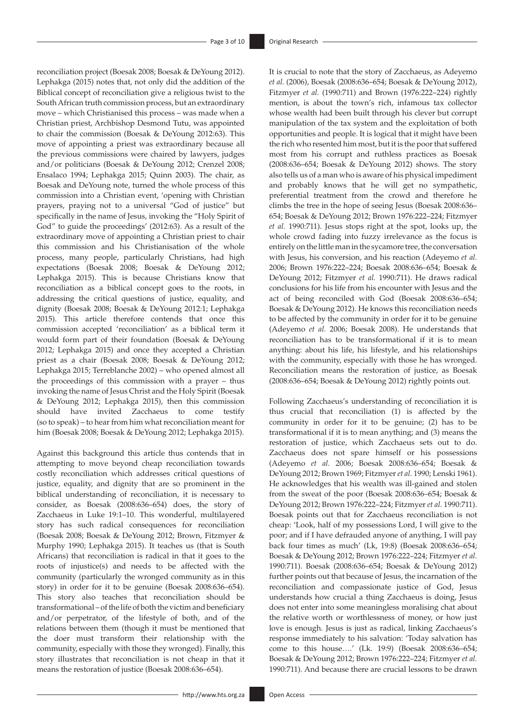reconciliation project (Boesak 2008; Boesak & DeYoung 2012). Lephakga (2015) notes that, not only did the addition of the Biblical concept of reconciliation give a religious twist to the South African truth commission process, but an extraordinary move – which Christianised this process – was made when a Christian priest, Archbishop Desmond Tutu, was appointed to chair the commission (Boesak & DeYoung 2012:63). This move of appointing a priest was extraordinary because all the previous commissions were chaired by lawyers, judges and/or politicians (Boesak & DeYoung 2012; Crenzel 2008; Ensalaco 1994; Lephakga 2015; Quinn 2003). The chair, as Boesak and DeYoung note, turned the whole process of this commission into a Christian event, 'opening with Christian prayers, praying not to a universal "God of justice" but specifically in the name of Jesus, invoking the "Holy Spirit of God" to guide the proceedings' (2012:63). As a result of the extraordinary move of appointing a Christian priest to chair this commission and his Christianisation of the whole process, many people, particularly Christians, had high expectations (Boesak 2008; Boesak & DeYoung 2012; Lephakga 2015). This is because Christians know that reconciliation as a biblical concept goes to the roots, in addressing the critical questions of justice, equality, and dignity (Boesak 2008; Boesak & DeYoung 2012:1; Lephakga 2015). This article therefore contends that once this commission accepted 'reconciliation' as a biblical term it would form part of their foundation (Boesak & DeYoung 2012; Lephakga 2015) and once they accepted a Christian priest as a chair (Boesak 2008; Boesak & DeYoung 2012; Lephakga 2015; Terreblanche 2002) – who opened almost all the proceedings of this commission with a prayer – thus invoking the name of Jesus Christ and the Holy Spirit (Boesak & DeYoung 2012; Lephakga 2015), then this commission should have invited Zacchaeus to come testify (so to speak) – to hear from him what reconciliation meant for him (Boesak 2008; Boesak & DeYoung 2012; Lephakga 2015).

Against this background this article thus contends that in attempting to move beyond cheap reconciliation towards costly reconciliation which addresses critical questions of justice, equality, and dignity that are so prominent in the biblical understanding of reconciliation, it is necessary to consider, as Boesak (2008:636–654) does, the story of Zacchaeus in Luke 19:1–10. This wonderful, multilayered story has such radical consequences for reconciliation (Boesak 2008; Boesak & DeYoung 2012; Brown, Fitzmyer & Murphy 1990; Lephakga 2015). It teaches us (that is South Africans) that reconciliation is radical in that it goes to the roots of injustice(s) and needs to be affected with the community (particularly the wronged community as in this story) in order for it to be genuine (Boesak 2008:636–654). This story also teaches that reconciliation should be transformational – of the life of both the victim and beneficiary and/or perpetrator, of the lifestyle of both, and of the relations between them (though it must be mentioned that the doer must transform their relationship with the community, especially with those they wronged). Finally, this story illustrates that reconciliation is not cheap in that it means the restoration of justice (Boesak 2008:636–654).

It is crucial to note that the story of Zacchaeus, as Adeyemo *et al.* (2006), Boesak (2008:636–654; Boesak & DeYoung 2012), Fitzmyer *et al.* (1990:711) and Brown (1976:222–224) rightly mention, is about the town's rich, infamous tax collector whose wealth had been built through his clever but corrupt manipulation of the tax system and the exploitation of both opportunities and people. It is logical that it might have been the rich who resented him most, but it is the poor that suffered most from his corrupt and ruthless practices as Boesak (2008:636–654; Boesak & DeYoung 2012) shows. The story also tells us of a man who is aware of his physical impediment and probably knows that he will get no sympathetic, preferential treatment from the crowd and therefore he climbs the tree in the hope of seeing Jesus (Boesak 2008:636–654; Boesak & DeYoung 2012; Brown 1976:222–224; Fitzmyer *et al.* 1990:711). Jesus stops right at the spot, looks up, the whole crowd fading into fuzzy irrelevance as the focus is entirely on the little man in the sycamore tree, the conversation with Jesus, his conversion, and his reaction (Adeyemo *et al.* 2006; Brown 1976:222–224; Boesak 2008:636–654; Boesak & DeYoung 2012; Fitzmyer *et al.* 1990:711). He draws radical conclusions for his life from his encounter with Jesus and the act of being reconciled with God (Boesak 2008:636–654; Boesak & DeYoung 2012). He knows this reconciliation needs to be affected by the community in order for it to be genuine (Adeyemo *et al.* 2006; Boesak 2008). He understands that reconciliation has to be transformational if it is to mean anything: about his life, his lifestyle, and his relationships with the community, especially with those he has wronged. Reconciliation means the restoration of justice, as Boesak (2008:636–654; Boesak & DeYoung 2012) rightly points out.

Following Zacchaeus's understanding of reconciliation it is thus crucial that reconciliation (1) is affected by the community in order for it to be genuine; (2) has to be transformational if it is to mean anything; and (3) means the restoration of justice, which Zacchaeus sets out to do. Zacchaeus does not spare himself or his possessions (Adeyemo *et al.* 2006; Boesak 2008:636–654; Boesak & DeYoung 2012; Brown 1969; Fitzmyer *et al.* 1990; Lenski 1961). He acknowledges that his wealth was ill-gained and stolen from the sweat of the poor (Boesak 2008:636–654; Boesak & DeYoung 2012; Brown 1976:222–224; Fitzmyer *et al.* 1990:711). Boesak points out that for Zacchaeus reconciliation is not cheap: 'Look, half of my possessions Lord, I will give to the poor; and if I have defrauded anyone of anything, I will pay back four times as much' (Lk, 19:8) (Boesak 2008:636–654; Boesak & DeYoung 2012; Brown 1976:222–224; Fitzmyer *et al.* 1990:711). Boesak (2008:636–654; Boesak & DeYoung 2012) further points out that because of Jesus, the incarnation of the reconciliation and compassionate justice of God, Jesus understands how crucial a thing Zacchaeus is doing, Jesus does not enter into some meaningless moralising chat about the relative worth or worthlessness of money, or how just love is enough. Jesus is just as radical, linking Zacchaeus's response immediately to his salvation: 'Today salvation has come to this house….' (Lk. 19:9) (Boesak 2008:636–654; Boesak & DeYoung 2012; Brown 1976:222–224; Fitzmyer *et al.* 1990:711). And because there are crucial lessons to be drawn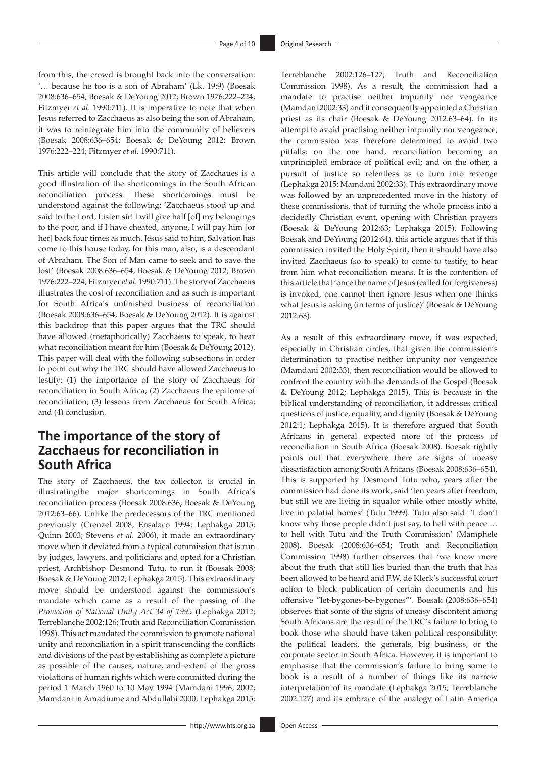from this, the crowd is brought back into the conversation: '… because he too is a son of Abraham' (Lk. 19:9) (Boesak 2008:636–654; Boesak & DeYoung 2012; Brown 1976:222–224; Fitzmyer *et al.* 1990:711). It is imperative to note that when Jesus referred to Zacchaeus as also being the son of Abraham, it was to reintegrate him into the community of believers (Boesak 2008:636–654; Boesak & DeYoung 2012; Brown 1976:222–224; Fitzmyer *et al.* 1990:711).

This article will conclude that the story of Zacchaues is a good illustration of the shortcomings in the South African reconciliation process. These shortcomings must be understood against the following: 'Zacchaeus stood up and said to the Lord, Listen sir! I will give half [of] my belongings to the poor, and if I have cheated, anyone, I will pay him [or her] back four times as much. Jesus said to him, Salvation has come to this house today, for this man, also, is a descendant of Abraham. The Son of Man came to seek and to save the lost' (Boesak 2008:636–654; Boesak & DeYoung 2012; Brown 1976:222–224; Fitzmyer *et al.* 1990:711). The story of Zacchaeus illustrates the cost of reconciliation and as such is important for South Africa's unfinished business of reconciliation (Boesak 2008:636–654; Boesak & DeYoung 2012). It is against this backdrop that this paper argues that the TRC should have allowed (metaphorically) Zacchaeus to speak, to hear what reconciliation meant for him (Boesak & DeYoung 2012). This paper will deal with the following subsections in order to point out why the TRC should have allowed Zacchaeus to testify: (1) the importance of the story of Zacchaeus for reconciliation in South Africa; (2) Zacchaeus the epitome of reconciliation; (3) lessons from Zacchaeus for South Africa; and (4) conclusion.

## The importance of the story of Zacchaeus for reconciliation in South Africa

The story of Zacchaeus, the tax collector, is crucial in illustratingthe major shortcomings in South Africa's reconciliation process (Boesak 2008:636; Boesak & DeYoung 2012:63–66). Unlike the predecessors of the TRC mentioned previously (Crenzel 2008; Ensalaco 1994; Lephakga 2015; Quinn 2003; Stevens *et al.* 2006), it made an extraordinary move when it deviated from a typical commission that is run by judges, lawyers, and politicians and opted for a Christian priest, Archbishop Desmond Tutu, to run it (Boesak 2008; Boesak & DeYoung 2012; Lephakga 2015). This extraordinary move should be understood against the commission's mandate which came as a result of the passing of the *Promotion of National Unity Act 34 of 1995* (Lephakga 2012; Terreblanche 2002:126; Truth and Reconciliation Commission 1998). This act mandated the commission to promote national unity and reconciliation in a spirit transcending the conflicts and divisions of the past by establishing as complete a picture as possible of the causes, nature, and extent of the gross violations of human rights which were committed during the period 1 March 1960 to 10 May 1994 (Mamdani 1996, 2002; Mamdani in Amadiume and Abdullahi 2000; Lephakga 2015; Terreblanche 2002:126–127; Truth and Reconciliation Commission 1998). As a result, the commission had a mandate to practise neither impunity nor vengeance (Mamdani 2002:33) and it consequently appointed a Christian priest as its chair (Boesak & DeYoung 2012:63–64). In its attempt to avoid practising neither impunity nor vengeance, the commission was therefore determined to avoid two pitfalls: on the one hand, reconciliation becoming an unprincipled embrace of political evil; and on the other, a pursuit of justice so relentless as to turn into revenge (Lephakga 2015; Mamdani 2002:33). This extraordinary move was followed by an unprecedented move in the history of these commissions, that of turning the whole process into a decidedly Christian event, opening with Christian prayers (Boesak & DeYoung 2012:63; Lephakga 2015). Following Boesak and DeYoung (2012:64), this article argues that if this commission invited the Holy Spirit, then it should have also invited Zacchaeus (so to speak) to come to testify, to hear from him what reconciliation means. It is the contention of this article that 'once the name of Jesus (called for forgiveness) is invoked, one cannot then ignore Jesus when one thinks what Jesus is asking (in terms of justice)' (Boesak & DeYoung 2012:63).

As a result of this extraordinary move, it was expected, especially in Christian circles, that given the commission's determination to practise neither impunity nor vengeance (Mamdani 2002:33), then reconciliation would be allowed to confront the country with the demands of the Gospel (Boesak & DeYoung 2012; Lephakga 2015). This is because in the biblical understanding of reconciliation, it addresses critical questions of justice, equality, and dignity (Boesak & DeYoung 2012:1; Lephakga 2015). It is therefore argued that South Africans in general expected more of the process of reconciliation in South Africa (Boesak 2008). Boesak rightly points out that everywhere there are signs of uneasy dissatisfaction among South Africans (Boesak 2008:636–654). This is supported by Desmond Tutu who, years after the commission had done its work, said 'ten years after freedom, but still we are living in squalor while other mostly white, live in palatial homes' (Tutu 1999). Tutu also said: 'I don't know why those people didn't just say, to hell with peace … to hell with Tutu and the Truth Commission' (Mamphele 2008). Boesak (2008:636–654; Truth and Reconciliation Commission 1998) further observes that 'we know more about the truth that still lies buried than the truth that has been allowed to be heard and F.W. de Klerk's successful court action to block publication of certain documents and his offensive "let-bygones-be-bygones"'. Boesak (2008:636–654) observes that some of the signs of uneasy discontent among South Africans are the result of the TRC's failure to bring to book those who should have taken political responsibility: the political leaders, the generals, big business, or the corporate sector in South Africa. However, it is important to emphasise that the commission's failure to bring some to book is a result of a number of things like its narrow interpretation of its mandate (Lephakga 2015; Terreblanche 2002:127) and its embrace of the analogy of Latin America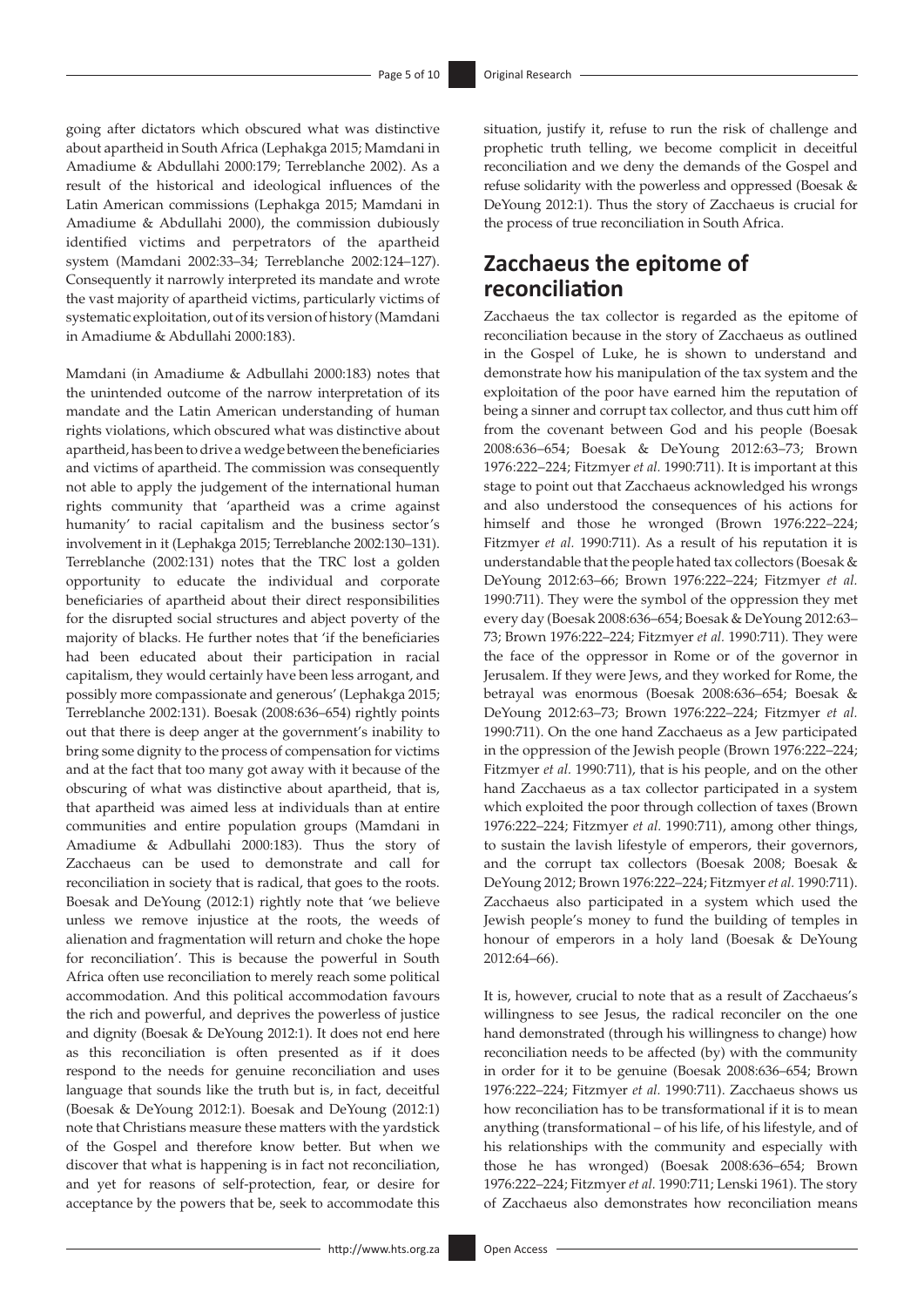going after dictators which obscured what was distinctive about apartheid in South Africa (Lephakga 2015; Mamdani in Amadiume & Abdullahi 2000:179; Terreblanche 2002). As a result of the historical and ideological influences of the Latin American commissions (Lephakga 2015; Mamdani in Amadiume & Abdullahi 2000), the commission dubiously identified victims and perpetrators of the apartheid system (Mamdani 2002:33–34; Terreblanche 2002:124–127). Consequently it narrowly interpreted its mandate and wrote the vast majority of apartheid victims, particularly victims of systematic exploitation, out of its version of history (Mamdani in Amadiume & Abdullahi 2000:183).

Mamdani (in Amadiume & Adbullahi 2000:183) notes that the unintended outcome of the narrow interpretation of its mandate and the Latin American understanding of human rights violations, which obscured what was distinctive about apartheid, has been to drive a wedge between the beneficiaries and victims of apartheid. The commission was consequently not able to apply the judgement of the international human rights community that 'apartheid was a crime against humanity' to racial capitalism and the business sector's involvement in it (Lephakga 2015; Terreblanche 2002:130–131). Terreblanche (2002:131) notes that the TRC lost a golden opportunity to educate the individual and corporate beneficiaries of apartheid about their direct responsibilities for the disrupted social structures and abject poverty of the majority of blacks. He further notes that 'if the beneficiaries had been educated about their participation in racial capitalism, they would certainly have been less arrogant, and possibly more compassionate and generous' (Lephakga 2015; Terreblanche 2002:131). Boesak (2008:636–654) rightly points out that there is deep anger at the government's inability to bring some dignity to the process of compensation for victims and at the fact that too many got away with it because of the obscuring of what was distinctive about apartheid, that is, that apartheid was aimed less at individuals than at entire communities and entire population groups (Mamdani in Amadiume & Adbullahi 2000:183). Thus the story of Zacchaeus can be used to demonstrate and call for reconciliation in society that is radical, that goes to the roots. Boesak and DeYoung (2012:1) rightly note that 'we believe unless we remove injustice at the roots, the weeds of alienation and fragmentation will return and choke the hope for reconciliation'. This is because the powerful in South Africa often use reconciliation to merely reach some political accommodation. And this political accommodation favours the rich and powerful, and deprives the powerless of justice and dignity (Boesak & DeYoung 2012:1). It does not end here as this reconciliation is often presented as if it does respond to the needs for genuine reconciliation and uses language that sounds like the truth but is, in fact, deceitful (Boesak & DeYoung 2012:1). Boesak and DeYoung (2012:1) note that Christians measure these matters with the yardstick of the Gospel and therefore know better. But when we discover that what is happening is in fact not reconciliation, and yet for reasons of self-protection, fear, or desire for acceptance by the powers that be, seek to accommodate this situation, justify it, refuse to run the risk of challenge and prophetic truth telling, we become complicit in deceitful reconciliation and we deny the demands of the Gospel and refuse solidarity with the powerless and oppressed (Boesak & DeYoung 2012:1). Thus the story of Zacchaeus is crucial for the process of true reconciliation in South Africa.

## Zacchaeus the epitome of reconciliation

Zacchaeus the tax collector is regarded as the epitome of reconciliation because in the story of Zacchaeus as outlined in the Gospel of Luke, he is shown to understand and demonstrate how his manipulation of the tax system and the exploitation of the poor have earned him the reputation of being a sinner and corrupt tax collector, and thus cutt him off from the covenant between God and his people (Boesak 2008:636–654; Boesak & DeYoung 2012:63–73; Brown 1976:222–224; Fitzmyer *et al.* 1990:711). It is important at this stage to point out that Zacchaeus acknowledged his wrongs and also understood the consequences of his actions for himself and those he wronged (Brown 1976:222–224; Fitzmyer *et al.* 1990:711). As a result of his reputation it is understandable that the people hated tax collectors (Boesak & DeYoung 2012:63–66; Brown 1976:222–224; Fitzmyer *et al.* 1990:711). They were the symbol of the oppression they met every day (Boesak 2008:636–654; Boesak & DeYoung 2012:63–73; Brown 1976:222–224; Fitzmyer *et al.* 1990:711). They were the face of the oppressor in Rome or of the governor in Jerusalem. If they were Jews, and they worked for Rome, the betrayal was enormous (Boesak 2008:636–654; Boesak & DeYoung 2012:63–73; Brown 1976:222–224; Fitzmyer *et al.* 1990:711). On the one hand Zacchaeus as a Jew participated in the oppression of the Jewish people (Brown 1976:222–224; Fitzmyer *et al.* 1990:711), that is his people, and on the other hand Zacchaeus as a tax collector participated in a system which exploited the poor through collection of taxes (Brown 1976:222–224; Fitzmyer *et al.* 1990:711), among other things, to sustain the lavish lifestyle of emperors, their governors, and the corrupt tax collectors (Boesak 2008; Boesak & DeYoung 2012; Brown 1976:222–224; Fitzmyer *et al.* 1990:711). Zacchaeus also participated in a system which used the Jewish people's money to fund the building of temples in honour of emperors in a holy land (Boesak & DeYoung 2012:64–66).

It is, however, crucial to note that as a result of Zacchaeus's willingness to see Jesus, the radical reconciler on the one hand demonstrated (through his willingness to change) how reconciliation needs to be affected (by) with the community in order for it to be genuine (Boesak 2008:636–654; Brown 1976:222–224; Fitzmyer *et al.* 1990:711). Zacchaeus shows us how reconciliation has to be transformational if it is to mean anything (transformational – of his life, of his lifestyle, and of his relationships with the community and especially with those he has wronged) (Boesak 2008:636–654; Brown 1976:222–224; Fitzmyer *et al.* 1990:711; Lenski 1961). The story of Zacchaeus also demonstrates how reconciliation means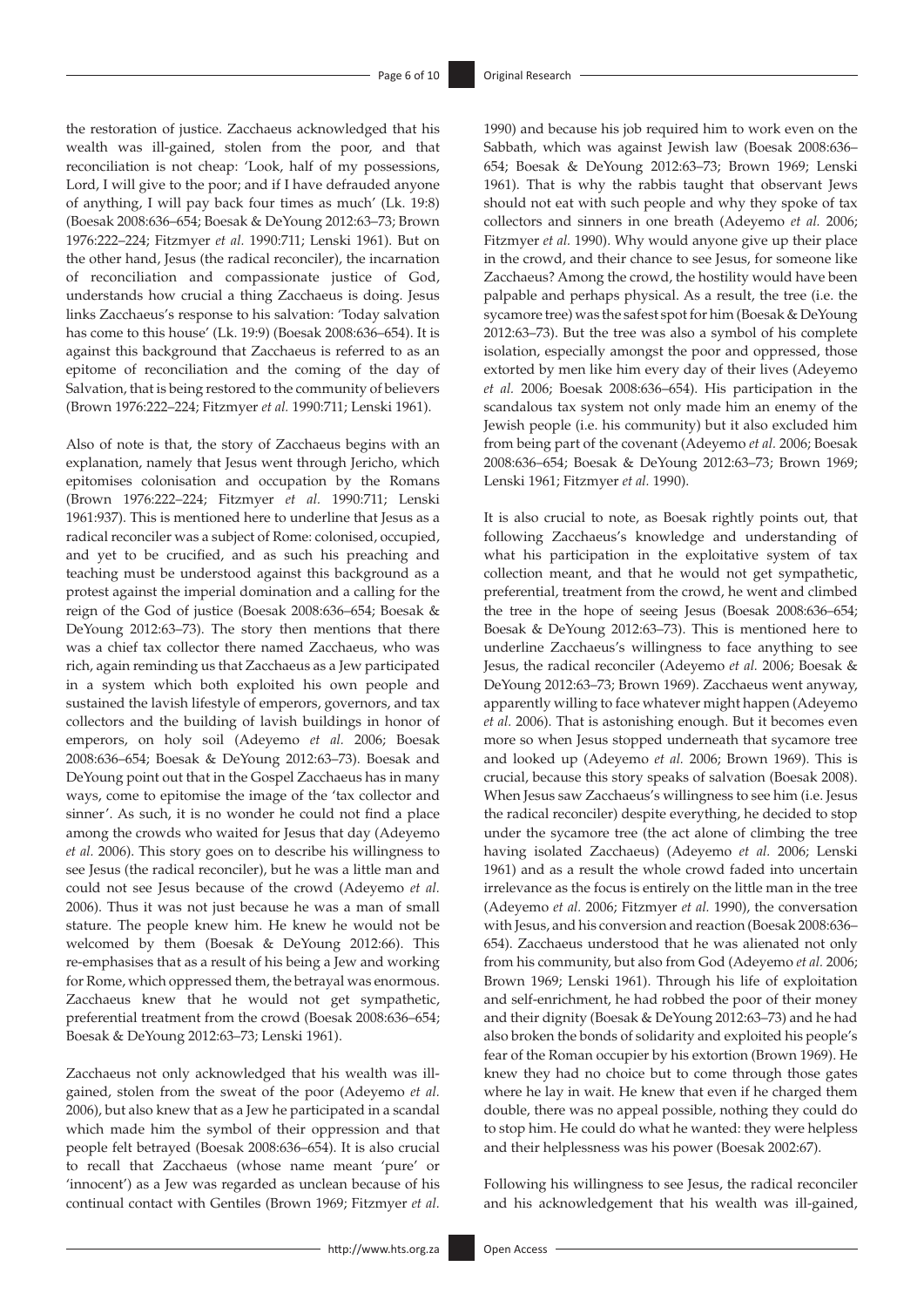the restoration of justice. Zacchaeus acknowledged that his wealth was ill-gained, stolen from the poor, and that reconciliation is not cheap: 'Look, half of my possessions, Lord, I will give to the poor; and if I have defrauded anyone of anything, I will pay back four times as much' (Lk. 19:8) (Boesak 2008:636–654; Boesak & DeYoung 2012:63–73; Brown 1976:222–224; Fitzmyer *et al.* 1990:711; Lenski 1961). But on the other hand, Jesus (the radical reconciler), the incarnation of reconciliation and compassionate justice of God, understands how crucial a thing Zacchaeus is doing. Jesus links Zacchaeus's response to his salvation: 'Today salvation has come to this house' (Lk. 19:9) (Boesak 2008:636–654). It is against this background that Zacchaeus is referred to as an epitome of reconciliation and the coming of the day of Salvation, that is being restored to the community of believers (Brown 1976:222–224; Fitzmyer *et al.* 1990:711; Lenski 1961).

Also of note is that, the story of Zacchaeus begins with an explanation, namely that Jesus went through Jericho, which epitomises colonisation and occupation by the Romans (Brown 1976:222–224; Fitzmyer *et al.* 1990:711; Lenski 1961:937). This is mentioned here to underline that Jesus as a radical reconciler was a subject of Rome: colonised, occupied, and yet to be crucified, and as such his preaching and teaching must be understood against this background as a protest against the imperial domination and a calling for the reign of the God of justice (Boesak 2008:636–654; Boesak & DeYoung 2012:63–73). The story then mentions that there was a chief tax collector there named Zacchaeus, who was rich, again reminding us that Zacchaeus as a Jew participated in a system which both exploited his own people and sustained the lavish lifestyle of emperors, governors, and tax collectors and the building of lavish buildings in honor of emperors, on holy soil (Adeyemo *et al.* 2006; Boesak 2008:636–654; Boesak & DeYoung 2012:63–73). Boesak and DeYoung point out that in the Gospel Zacchaeus has in many ways, come to epitomise the image of the 'tax collector and sinner'. As such, it is no wonder he could not find a place among the crowds who waited for Jesus that day (Adeyemo *et al.* 2006). This story goes on to describe his willingness to see Jesus (the radical reconciler), but he was a little man and could not see Jesus because of the crowd (Adeyemo *et al.* 2006). Thus it was not just because he was a man of small stature. The people knew him. He knew he would not be welcomed by them (Boesak & DeYoung 2012:66). This re-emphasises that as a result of his being a Jew and working for Rome, which oppressed them, the betrayal was enormous. Zacchaeus knew that he would not get sympathetic, preferential treatment from the crowd (Boesak 2008:636–654; Boesak & DeYoung 2012:63–73; Lenski 1961).

Zacchaeus not only acknowledged that his wealth was ill-gained, stolen from the sweat of the poor (Adeyemo *et al.* 2006), but also knew that as a Jew he participated in a scandal which made him the symbol of their oppression and that people felt betrayed (Boesak 2008:636–654). It is also crucial to recall that Zacchaeus (whose name meant 'pure' or 'innocent') as a Jew was regarded as unclean because of his continual contact with Gentiles (Brown 1969; Fitzmyer *et al.* 1990) and because his job required him to work even on the Sabbath, which was against Jewish law (Boesak 2008:636–654; Boesak & DeYoung 2012:63–73; Brown 1969; Lenski 1961). That is why the rabbis taught that observant Jews should not eat with such people and why they spoke of tax collectors and sinners in one breath (Adeyemo *et al.* 2006; Fitzmyer *et al.* 1990). Why would anyone give up their place in the crowd, and their chance to see Jesus, for someone like Zacchaeus? Among the crowd, the hostility would have been palpable and perhaps physical. As a result, the tree (i.e. the sycamore tree) was the safest spot for him (Boesak & DeYoung 2012:63–73). But the tree was also a symbol of his complete isolation, especially amongst the poor and oppressed, those extorted by men like him every day of their lives (Adeyemo *et al.* 2006; Boesak 2008:636–654). His participation in the scandalous tax system not only made him an enemy of the Jewish people (i.e. his community) but it also excluded him from being part of the covenant (Adeyemo *et al.* 2006; Boesak 2008:636–654; Boesak & DeYoung 2012:63–73; Brown 1969; Lenski 1961; Fitzmyer *et al.* 1990).

It is also crucial to note, as Boesak rightly points out, that following Zacchaeus's knowledge and understanding of what his participation in the exploitative system of tax collection meant, and that he would not get sympathetic, preferential, treatment from the crowd, he went and climbed the tree in the hope of seeing Jesus (Boesak 2008:636–654; Boesak & DeYoung 2012:63–73). This is mentioned here to underline Zacchaeus's willingness to face anything to see Jesus, the radical reconciler (Adeyemo *et al.* 2006; Boesak & DeYoung 2012:63–73; Brown 1969). Zacchaeus went anyway, apparently willing to face whatever might happen (Adeyemo *et al.* 2006). That is astonishing enough. But it becomes even more so when Jesus stopped underneath that sycamore tree and looked up (Adeyemo *et al.* 2006; Brown 1969). This is crucial, because this story speaks of salvation (Boesak 2008). When Jesus saw Zacchaeus's willingness to see him (i.e. Jesus the radical reconciler) despite everything, he decided to stop under the sycamore tree (the act alone of climbing the tree having isolated Zacchaeus) (Adeyemo *et al.* 2006; Lenski 1961) and as a result the whole crowd faded into uncertain irrelevance as the focus is entirely on the little man in the tree (Adeyemo *et al.* 2006; Fitzmyer *et al.* 1990), the conversation with Jesus, and his conversion and reaction (Boesak 2008:636–654). Zacchaeus understood that he was alienated not only from his community, but also from God (Adeyemo *et al.* 2006; Brown 1969; Lenski 1961). Through his life of exploitation and self-enrichment, he had robbed the poor of their money and their dignity (Boesak & DeYoung 2012:63–73) and he had also broken the bonds of solidarity and exploited his people's fear of the Roman occupier by his extortion (Brown 1969). He knew they had no choice but to come through those gates where he lay in wait. He knew that even if he charged them double, there was no appeal possible, nothing they could do to stop him. He could do what he wanted: they were helpless and their helplessness was his power (Boesak 2002:67).

Following his willingness to see Jesus, the radical reconciler and his acknowledgement that his wealth was ill-gained,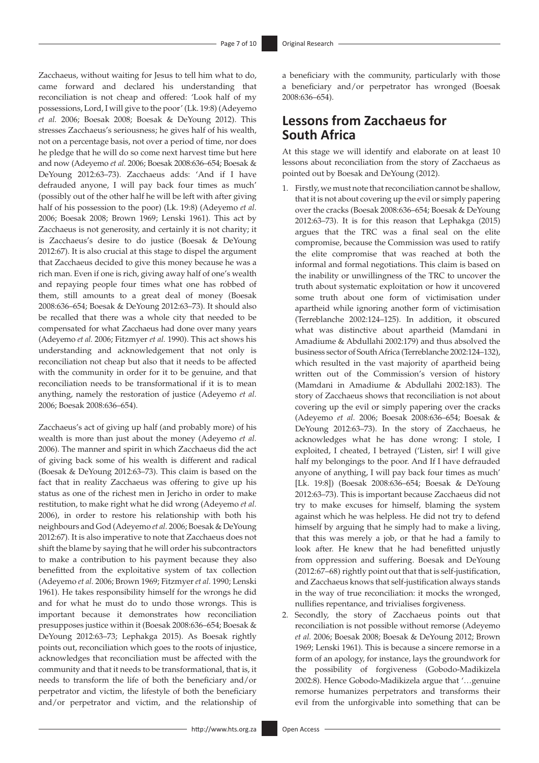Zacchaeus, without waiting for Jesus to tell him what to do, came forward and declared his understanding that reconciliation is not cheap and offered: 'Look half of my possessions, Lord, I will give to the poor' (Lk. 19:8) (Adeyemo *et al.* 2006; Boesak 2008; Boesak & DeYoung 2012). This stresses Zacchaeus's seriousness; he gives half of his wealth, not on a percentage basis, not over a period of time, nor does he pledge that he will do so come next harvest time but here and now (Adeyemo *et al.* 2006; Boesak 2008:636–654; Boesak & DeYoung 2012:63–73). Zacchaeus adds: 'And if I have defrauded anyone, I will pay back four times as much' (possibly out of the other half he will be left with after giving half of his possession to the poor) (Lk. 19:8) (Adeyemo *et al.* 2006; Boesak 2008; Brown 1969; Lenski 1961). This act by Zacchaeus is not generosity, and certainly it is not charity; it is Zacchaeus's desire to do justice (Boesak & DeYoung 2012:67). It is also crucial at this stage to dispel the argument that Zacchaeus decided to give this money because he was a rich man. Even if one is rich, giving away half of one's wealth and repaying people four times what one has robbed of them, still amounts to a great deal of money (Boesak 2008:636–654; Boesak & DeYoung 2012:63–73). It should also be recalled that there was a whole city that needed to be compensated for what Zacchaeus had done over many years (Adeyemo *et al.* 2006; Fitzmyer *et al.* 1990). This act shows his understanding and acknowledgement that not only is reconciliation not cheap but also that it needs to be affected with the community in order for it to be genuine, and that reconciliation needs to be transformational if it is to mean anything, namely the restoration of justice (Adeyemo *et al.* 2006; Boesak 2008:636–654).

Zacchaeus's act of giving up half (and probably more) of his wealth is more than just about the money (Adeyemo *et al.* 2006). The manner and spirit in which Zacchaeus did the act of giving back some of his wealth is different and radical (Boesak & DeYoung 2012:63–73). This claim is based on the fact that in reality Zacchaeus was offering to give up his status as one of the richest men in Jericho in order to make restitution, to make right what he did wrong (Adeyemo *et al.* 2006), in order to restore his relationship with both his neighbours and God (Adeyemo *et al.* 2006; Boesak & DeYoung 2012:67). It is also imperative to note that Zacchaeus does not shift the blame by saying that he will order his subcontractors to make a contribution to his payment because they also benefitted from the exploitative system of tax collection (Adeyemo *et al.* 2006; Brown 1969; Fitzmyer *et al.* 1990; Lenski 1961). He takes responsibility himself for the wrongs he did and for what he must do to undo those wrongs. This is important because it demonstrates how reconciliation presupposes justice within it (Boesak 2008:636–654; Boesak & DeYoung 2012:63–73; Lephakga 2015). As Boesak rightly points out, reconciliation which goes to the roots of injustice, acknowledges that reconciliation must be affected with the community and that it needs to be transformational, that is, it needs to transform the life of both the beneficiary and/or perpetrator and victim, the lifestyle of both the beneficiary and/or perpetrator and victim, and the relationship of a beneficiary with the community, particularly with those a beneficiary and/or perpetrator has wronged (Boesak 2008:636–654).

## Lessons from Zacchaeus for South Africa

At this stage we will identify and elaborate on at least 10 lessons about reconciliation from the story of Zacchaeus as pointed out by Boesak and DeYoung (2012).

1. Firstly, we must note that reconciliation cannot be shallow, that it is not about covering up the evil or simply papering over the cracks (Boesak 2008:636–654; Boesak & DeYoung 2012:63–73). It is for this reason that Lephakga (2015) argues that the TRC was a final seal on the elite compromise, because the Commission was used to ratify the elite compromise that was reached at both the informal and formal negotiations. This claim is based on the inability or unwillingness of the TRC to uncover the truth about systematic exploitation or how it uncovered some truth about one form of victimisation under apartheid while ignoring another form of victimisation (Terreblanche 2002:124–125). In addition, it obscured what was distinctive about apartheid (Mamdani in Amadiume & Abdullahi 2002:179) and thus absolved the business sector of South Africa (Terreblanche 2002:124–132), which resulted in the vast majority of apartheid being written out of the Commission's version of history (Mamdani in Amadiume & Abdullahi 2002:183). The story of Zacchaeus shows that reconciliation is not about covering up the evil or simply papering over the cracks (Adeyemo *et al.* 2006; Boesak 2008:636–654; Boesak & DeYoung 2012:63–73). In the story of Zacchaeus, he acknowledges what he has done wrong: I stole, I exploited, I cheated, I betrayed ('Listen, sir! I will give half my belongings to the poor. And If I have defrauded anyone of anything, I will pay back four times as much' [Lk. 19:8]) (Boesak 2008:636–654; Boesak & DeYoung 2012:63–73). This is important because Zacchaeus did not try to make excuses for himself, blaming the system against which he was helpless. He did not try to defend himself by arguing that he simply had to make a living, that this was merely a job, or that he had a family to look after. He knew that he had benefitted unjustly from oppression and suffering. Boesak and DeYoung (2012:67–68) rightly point out that that is self-justification, and Zacchaeus knows that self-justification always stands in the way of true reconciliation: it mocks the wronged, nullifies repentance, and trivialises forgiveness.
2. Secondly, the story of Zacchaeus points out that reconciliation is not possible without remorse (Adeyemo *et al.* 2006; Boesak 2008; Boesak & DeYoung 2012; Brown 1969; Lenski 1961). This is because a sincere remorse in a form of an apology, for instance, lays the groundwork for the possibility of forgiveness (Gobodo-Madikizela 2002:8). Hence Gobodo-Madikizela argue that '…genuine remorse humanizes perpetrators and transforms their evil from the unforgivable into something that can be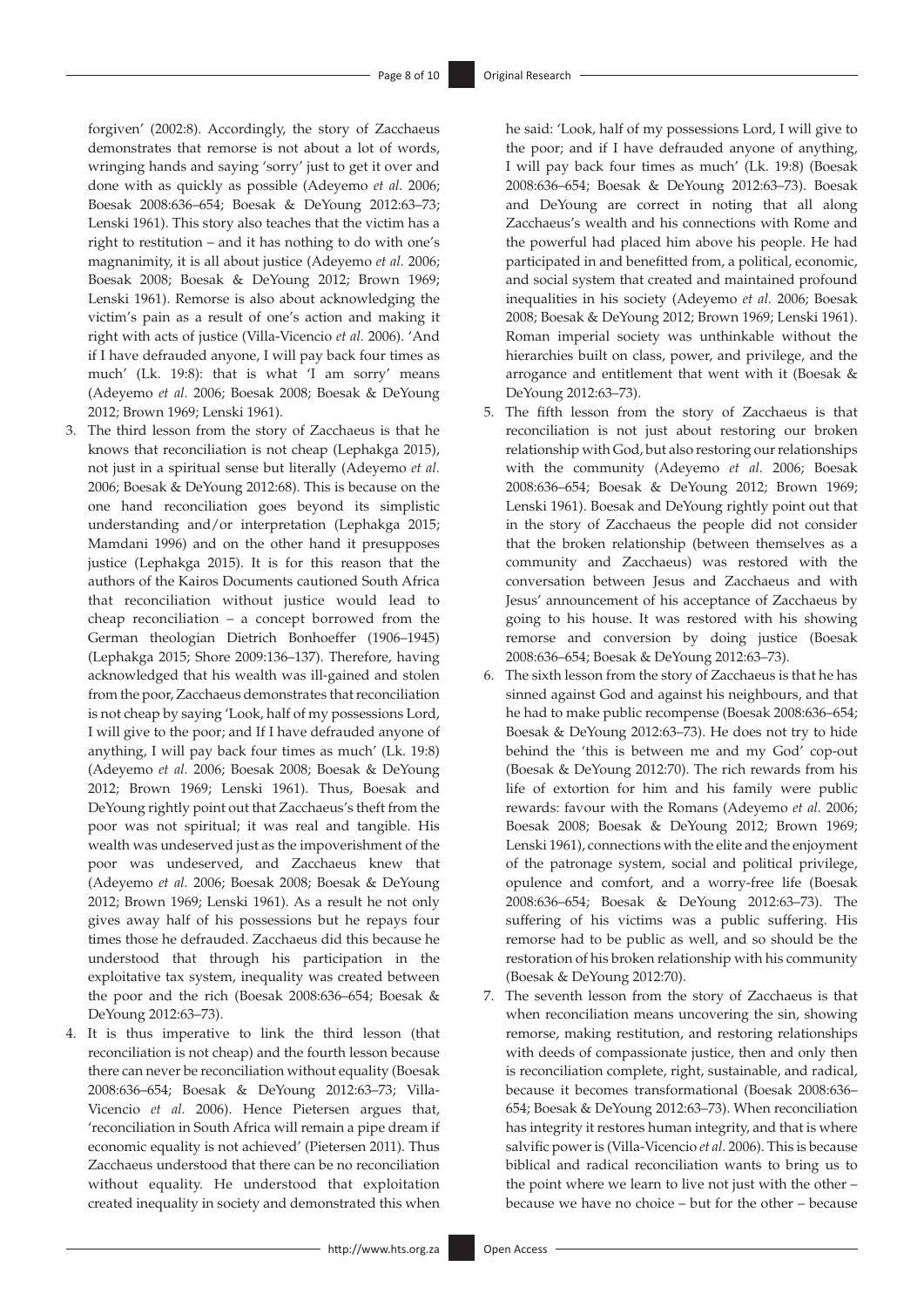forgiven' (2002:8). Accordingly, the story of Zacchaeus demonstrates that remorse is not about a lot of words, wringing hands and saying 'sorry' just to get it over and done with as quickly as possible (Adeyemo *et al.* 2006; Boesak 2008:636–654; Boesak & DeYoung 2012:63–73; Lenski 1961). This story also teaches that the victim has a right to restitution – and it has nothing to do with one's magnanimity, it is all about justice (Adeyemo *et al.* 2006; Boesak 2008; Boesak & DeYoung 2012; Brown 1969; Lenski 1961). Remorse is also about acknowledging the victim's pain as a result of one's action and making it right with acts of justice (Villa-Vicencio *et al.* 2006). 'And if I have defrauded anyone, I will pay back four times as much' (Lk. 19:8): that is what 'I am sorry' means (Adeyemo *et al.* 2006; Boesak 2008; Boesak & DeYoung 2012; Brown 1969; Lenski 1961).

3. The third lesson from the story of Zacchaeus is that he knows that reconciliation is not cheap (Lephakga 2015), not just in a spiritual sense but literally (Adeyemo *et al.* 2006; Boesak & DeYoung 2012:68). This is because on the one hand reconciliation goes beyond its simplistic understanding and/or interpretation (Lephakga 2015; Mamdani 1996) and on the other hand it presupposes justice (Lephakga 2015). It is for this reason that the authors of the Kairos Documents cautioned South Africa that reconciliation without justice would lead to cheap reconciliation – a concept borrowed from the German theologian Dietrich Bonhoeffer (1906–1945) (Lephakga 2015; Shore 2009:136–137). Therefore, having acknowledged that his wealth was ill-gained and stolen from the poor, Zacchaeus demonstrates that reconciliation is not cheap by saying 'Look, half of my possessions Lord, I will give to the poor; and If I have defrauded anyone of anything, I will pay back four times as much' (Lk. 19:8) (Adeyemo *et al.* 2006; Boesak 2008; Boesak & DeYoung 2012; Brown 1969; Lenski 1961). Thus, Boesak and DeYoung rightly point out that Zacchaeus's theft from the poor was not spiritual; it was real and tangible. His wealth was undeserved just as the impoverishment of the poor was undeserved, and Zacchaeus knew that (Adeyemo *et al.* 2006; Boesak 2008; Boesak & DeYoung 2012; Brown 1969; Lenski 1961). As a result he not only gives away half of his possessions but he repays four times those he defrauded. Zacchaeus did this because he understood that through his participation in the exploitative tax system, inequality was created between the poor and the rich (Boesak 2008:636–654; Boesak & DeYoung 2012:63–73).

4. It is thus imperative to link the third lesson (that reconciliation is not cheap) and the fourth lesson because there can never be reconciliation without equality (Boesak 2008:636–654; Boesak & DeYoung 2012:63–73; Villa-Vicencio *et al.* 2006). Hence Pietersen argues that, 'reconciliation in South Africa will remain a pipe dream if economic equality is not achieved' (Pietersen 2011). Thus Zacchaeus understood that there can be no reconciliation without equality. He understood that exploitation created inequality in society and demonstrated this when he said: 'Look, half of my possessions Lord, I will give to the poor; and if I have defrauded anyone of anything, I will pay back four times as much' (Lk. 19:8) (Boesak 2008:636–654; Boesak & DeYoung 2012:63–73). Boesak and DeYoung are correct in noting that all along Zacchaeus's wealth and his connections with Rome and the powerful had placed him above his people. He had participated in and benefitted from, a political, economic, and social system that created and maintained profound inequalities in his society (Adeyemo *et al.* 2006; Boesak 2008; Boesak & DeYoung 2012; Brown 1969; Lenski 1961). Roman imperial society was unthinkable without the hierarchies built on class, power, and privilege, and the arrogance and entitlement that went with it (Boesak & DeYoung 2012:63–73).

5. The fifth lesson from the story of Zacchaeus is that reconciliation is not just about restoring our broken relationship with God, but also restoring our relationships with the community (Adeyemo *et al.* 2006; Boesak 2008:636–654; Boesak & DeYoung 2012; Brown 1969; Lenski 1961). Boesak and DeYoung rightly point out that in the story of Zacchaeus the people did not consider that the broken relationship (between themselves as a community and Zacchaeus) was restored with the conversation between Jesus and Zacchaeus and with Jesus' announcement of his acceptance of Zacchaeus by going to his house. It was restored with his showing remorse and conversion by doing justice (Boesak 2008:636–654; Boesak & DeYoung 2012:63–73).

6. The sixth lesson from the story of Zacchaeus is that he has sinned against God and against his neighbours, and that he had to make public recompense (Boesak 2008:636–654; Boesak & DeYoung 2012:63–73). He does not try to hide behind the 'this is between me and my God' cop-out (Boesak & DeYoung 2012:70). The rich rewards from his life of extortion for him and his family were public rewards: favour with the Romans (Adeyemo *et al.* 2006; Boesak 2008; Boesak & DeYoung 2012; Brown 1969; Lenski 1961), connections with the elite and the enjoyment of the patronage system, social and political privilege, opulence and comfort, and a worry-free life (Boesak 2008:636–654; Boesak & DeYoung 2012:63–73). The suffering of his victims was a public suffering. His remorse had to be public as well, and so should be the restoration of his broken relationship with his community (Boesak & DeYoung 2012:70).

7. The seventh lesson from the story of Zacchaeus is that when reconciliation means uncovering the sin, showing remorse, making restitution, and restoring relationships with deeds of compassionate justice, then and only then is reconciliation complete, right, sustainable, and radical, because it becomes transformational (Boesak 2008:636–654; Boesak & DeYoung 2012:63–73). When reconciliation has integrity it restores human integrity, and that is where salvific power is (Villa-Vicencio *et al.* 2006). This is because biblical and radical reconciliation wants to bring us to the point where we learn to live not just with the other – because we have no choice – but for the other – because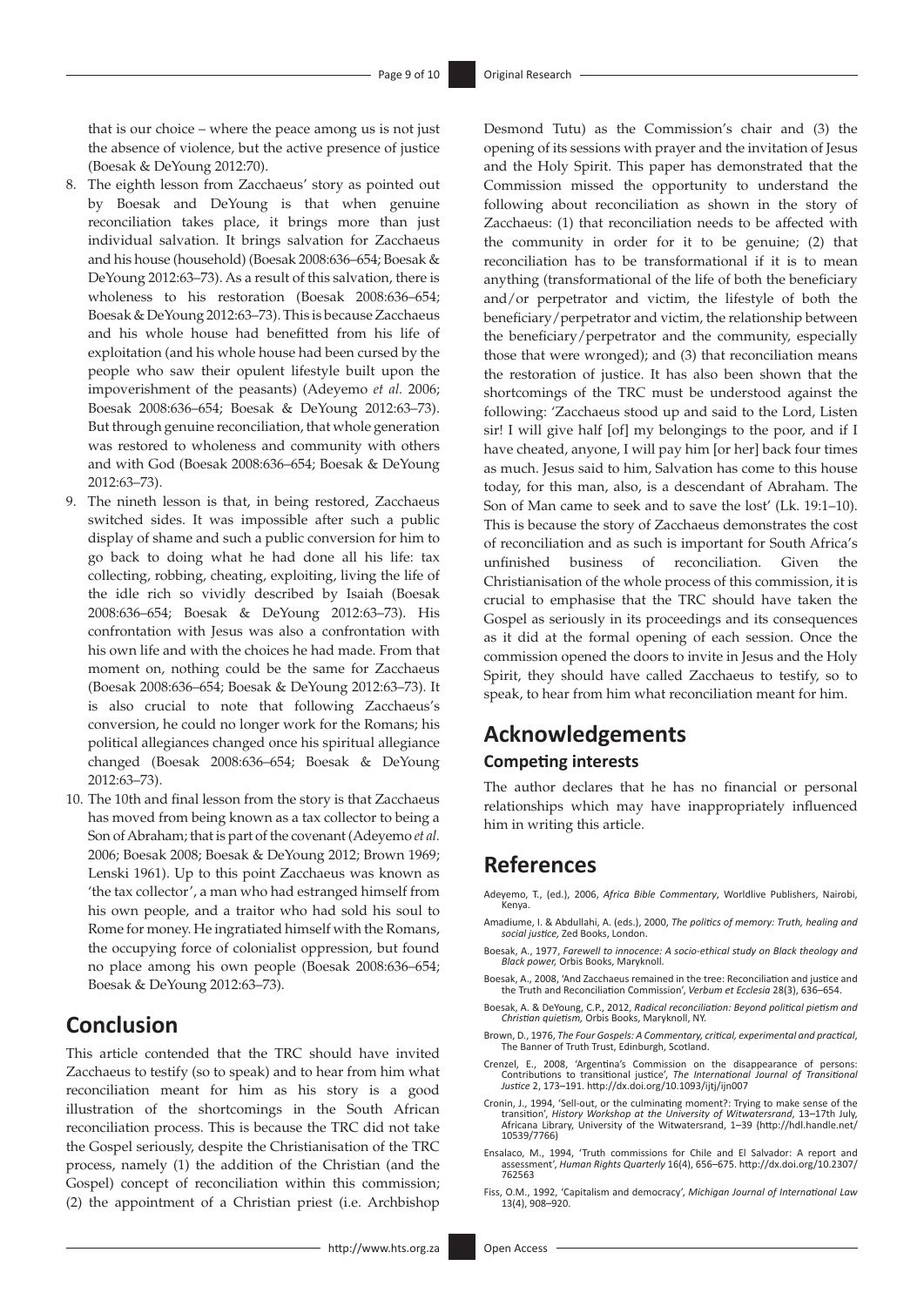that is our choice – where the peace among us is not just the absence of violence, but the active presence of justice (Boesak & DeYoung 2012:70).

8. The eighth lesson from Zacchaeus' story as pointed out by Boesak and DeYoung is that when genuine reconciliation takes place, it brings more than just individual salvation. It brings salvation for Zacchaeus and his house (household) (Boesak 2008:636–654; Boesak & DeYoung 2012:63–73). As a result of this salvation, there is wholeness to his restoration (Boesak 2008:636–654; Boesak & DeYoung 2012:63–73). This is because Zacchaeus and his whole house had benefitted from his life of exploitation (and his whole house had been cursed by the people who saw their opulent lifestyle built upon the impoverishment of the peasants) (Adeyemo *et al.* 2006; Boesak 2008:636–654; Boesak & DeYoung 2012:63–73). But through genuine reconciliation, that whole generation was restored to wholeness and community with others and with God (Boesak 2008:636–654; Boesak & DeYoung 2012:63–73).
9. The nineth lesson is that, in being restored, Zacchaeus switched sides. It was impossible after such a public display of shame and such a public conversion for him to go back to doing what he had done all his life: tax collecting, robbing, cheating, exploiting, living the life of the idle rich so vividly described by Isaiah (Boesak 2008:636–654; Boesak & DeYoung 2012:63–73). His confrontation with Jesus was also a confrontation with his own life and with the choices he had made. From that moment on, nothing could be the same for Zacchaeus (Boesak 2008:636–654; Boesak & DeYoung 2012:63–73). It is also crucial to note that following Zacchaeus's conversion, he could no longer work for the Romans; his political allegiances changed once his spiritual allegiance changed (Boesak 2008:636–654; Boesak & DeYoung 2012:63–73).
10. The 10th and final lesson from the story is that Zacchaeus has moved from being known as a tax collector to being a Son of Abraham; that is part of the covenant (Adeyemo *et al.* 2006; Boesak 2008; Boesak & DeYoung 2012; Brown 1969; Lenski 1961). Up to this point Zacchaeus was known as 'the tax collector', a man who had estranged himself from his own people, and a traitor who had sold his soul to Rome for money. He ingratiated himself with the Romans, the occupying force of colonialist oppression, but found no place among his own people (Boesak 2008:636–654; Boesak & DeYoung 2012:63–73).

## Conclusion

This article contended that the TRC should have invited Zacchaeus to testify (so to speak) and to hear from him what reconciliation meant for him as his story is a good illustration of the shortcomings in the South African reconciliation process. This is because the TRC did not take the Gospel seriously, despite the Christianisation of the TRC process, namely (1) the addition of the Christian (and the Gospel) concept of reconciliation within this commission; (2) the appointment of a Christian priest (i.e. Archbishop Desmond Tutu) as the Commission's chair and (3) the opening of its sessions with prayer and the invitation of Jesus and the Holy Spirit. This paper has demonstrated that the Commission missed the opportunity to understand the following about reconciliation as shown in the story of Zacchaeus: (1) that reconciliation needs to be affected with the community in order for it to be genuine; (2) that reconciliation has to be transformational if it is to mean anything (transformational of the life of both the beneficiary and/or perpetrator and victim, the lifestyle of both the beneficiary/perpetrator and victim, the relationship between the beneficiary/perpetrator and the community, especially those that were wronged); and (3) that reconciliation means the restoration of justice. It has also been shown that the shortcomings of the TRC must be understood against the following: 'Zacchaeus stood up and said to the Lord, Listen sir! I will give half [of] my belongings to the poor, and if I have cheated, anyone, I will pay him [or her] back four times as much. Jesus said to him, Salvation has come to this house today, for this man, also, is a descendant of Abraham. The Son of Man came to seek and to save the lost' (Lk. 19:1–10). This is because the story of Zacchaeus demonstrates the cost of reconciliation and as such is important for South Africa's unfinished business of reconciliation. Given the Christianisation of the whole process of this commission, it is crucial to emphasise that the TRC should have taken the Gospel as seriously in its proceedings and its consequences as it did at the formal opening of each session. Once the commission opened the doors to invite in Jesus and the Holy Spirit, they should have called Zacchaeus to testify, so to speak, to hear from him what reconciliation meant for him.

## Acknowledgements

### Competing interests

The author declares that he has no financial or personal relationships which may have inappropriately influenced him in writing this article.

## References

Adeyemo, T., (ed.), 2006, *Africa Bible Commentary*, Worldlive Publishers, Nairobi, Kenya.

Amadiume, I. & Abdullahi, A. (eds.), 2000, *The politics of memory: Truth, healing and social justice*, Zed Books, London.

Boesak, A., 1977, *Farewell to innocence: A socio-ethical study on Black theology and Black power*, Orbis Books, Maryknoll.

Boesak, A., 2008, 'And Zacchaeus remained in the tree: Reconciliation and justice and the Truth and Reconciliation Commission', *Verbum et Ecclesia* 28(3), 636–654.

Boesak, A. & DeYoung, C.P., 2012, *Radical reconciliation: Beyond political pietism and Christian quietism*, Orbis Books, Maryknoll, NY.

Brown, D., 1976, *The Four Gospels: A Commentary, critical, experimental and practical*, The Banner of Truth Trust, Edinburgh, Scotland.

Crenzel, E., 2008, 'Argentina's Commission on the disappearance of persons: Contributions to transitional justice', *The International Journal of Transitional Justice* 2, 173–191. http://dx.doi.org/10.1093/ijtj/ijn007

Cronin, J., 1994, 'Sell-out, or the culminating moment?: Trying to make sense of the transition', *History Workshop at the University of Witwatersrand*, 13–17th July, Africana Library, University of the Witwatersrand, 1–39 (http://hdl.handle.net/10539/7766)

Ensalaco, M., 1994, 'Truth commissions for Chile and El Salvador: A report and assessment', *Human Rights Quarterly* 16(4), 656–675. http://dx.doi.org/10.2307/762563

Fiss, O.M., 1992, 'Capitalism and democracy', *Michigan Journal of International Law* 13(4), 908–920.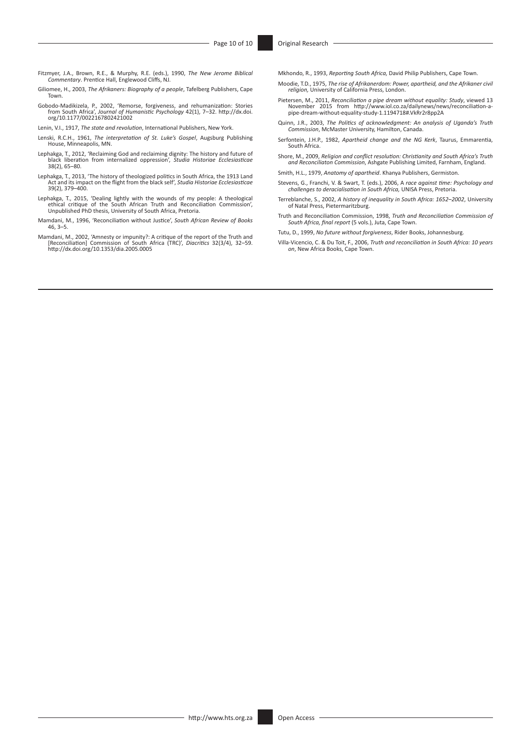Fitzmyer, J.A., Brown, R.E., & Murphy, R.E. (eds.), 1990, *The New Jerome Biblical Commentary*. Prentice Hall, Englewood Cliffs, NJ.

Giliomee, H., 2003, *The Afrikaners: Biography of a people*, Tafelberg Publishers, Cape Town.

Gobodo-Madikizela, P., 2002, 'Remorse, forgiveness, and rehumanization: Stories from South Africa', *Journal of Humanistic Psychology* 42(1), 7–32. http://dx.doi.org/10.1177/0022167802421002

Lenin, V.I., 1917, *The state and revolution*, International Publishers, New York.

Lenski, R.C.H., 1961, *The interpretation of St. Luke's Gospel*, Augsburg Publishing House, Minneapolis, MN.

Lephakga, T., 2012, 'Reclaiming God and reclaiming dignity: The history and future of black liberation from internalized oppression', *Studia Historiae Ecclesiasticae* 38(2), 65–80.

Lephakga, T., 2013, 'The history of theologized politics in South Africa, the 1913 Land Act and its impact on the flight from the black self', *Studia Historiae Ecclesiasticae* 39(2), 379–400.

Lephakga, T., 2015, 'Dealing lightly with the wounds of my people: A theological ethical critique of the South African Truth and Reconciliation Commission', Unpublished PhD thesis, University of South Africa, Pretoria.

Mamdani, M., 1996, 'Reconciliation without Justice', *South African Review of Books* 46, 3–5.

Mamdani, M., 2002, 'Amnesty or impunity?: A critique of the report of the Truth and [Reconciliation] Commission of South Africa (TRC)', *Diacritics* 32(3/4), 32–59. http://dx.doi.org/10.1353/dia.2005.0005

Mkhondo, R., 1993, *Reporting South Africa,* David Philip Publishers, Cape Town.

Moodie, T.D., 1975, *The rise of Afrikanerdom: Power, apartheid, and the Afrikaner civil religion,* University of California Press, London.

Pietersen, M., 2011, *Reconciliation a pipe dream without equality: Study*, viewed 13 November 2015 from http://www.iol.co.za/dailynews/news/reconciliation-a-pipe-dream-without-equality-study-1.1194718#.VkRr2r8pp2A

Quinn, J.R., 2003, *The Politics of acknowledgment: An analysis of Uganda's Truth Commission*, McMaster University, Hamilton, Canada.

Serfontein, J.H.P., 1982, *Apartheid change and the NG Kerk*, Taurus, Emmarentia, South Africa.

Shore, M., 2009, *Religion and conflict resolution: Christianity and South Africa's Truth and Reconciliaton Commission*, Ashgate Publishing Limited, Farnham, England.

Smith, H.L., 1979, *Anatomy of apartheid*. Khanya Publishers, Germiston.

Stevens, G., Franchi, V. & Swart, T. (eds.), 2006, A *race against time: Psychology and challenges to deracialisation in South Africa,* UNISA Press, Pretoria.

Terreblanche, S., 2002, *A history of inequality in South Africa: 1652–2002*, University of Natal Press, Pietermaritzburg.

Truth and Reconciliation Commission, 1998, *Truth and Reconciliation Commission of South Africa, final report* (5 vols.), Juta, Cape Town.

Tutu, D., 1999, *No future without forgiveness*, Rider Books, Johannesburg.

Villa-Vicencio, C. & Du Toit, F., 2006, *Truth and reconciliation in South Africa: 10 years on*, New Africa Books, Cape Town.